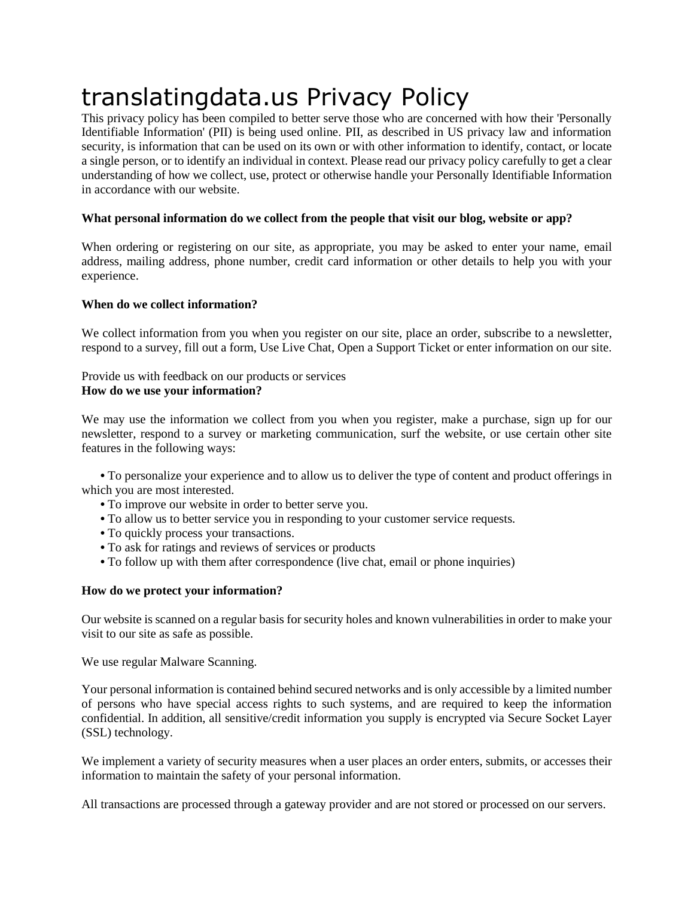# translatingdata.us Privacy Policy

This privacy policy has been compiled to better serve those who are concerned with how their 'Personally Identifiable Information' (PII) is being used online. PII, as described in US privacy law and information security, is information that can be used on its own or with other information to identify, contact, or locate a single person, or to identify an individual in context. Please read our privacy policy carefully to get a clear understanding of how we collect, use, protect or otherwise handle your Personally Identifiable Information in accordance with our website.

**What personal information do we collect from the people that visit our blog, website or app?**

When ordering or registering on our site, as appropriate, you may be asked to enter your name, email address, mailing address, phone number, credit card information or other details to help you with your experience.

**When do we collect information?**

We collect information from you when you register on our site, place an order, subscribe to a newsletter, respond to a survey, fill out a form, Use Live Chat, Open a Support Ticket or enter information on our site.

Provide us with feedback on our products or services

**How do we use your information?**

We may use the information we collect from you when you register, make a purchase, sign up for our newsletter, respond to a survey or marketing communication, surf the website, or use certain other site features in the following ways:

- To personalize your experience and to allow us to deliver the type of content and product offerings in which you are most interested.
- To improve our website in order to better serve you.
- To allow us to better service you in responding to your customer service requests.
- To quickly process your transactions.
- To ask for ratings and reviews of services or products
- To follow up with them after correspondence (live chat, email or phone inquiries)

**How do we protect your information?**

Our website is scanned on a regular basis for security holes and known vulnerabilities in order to make your visit to our site as safe as possible.

We use regular Malware Scanning.

Your personal information is contained behind secured networks and is only accessible by a limited number of persons who have special access rights to such systems, and are required to keep the information confidential. In addition, all sensitive/credit information you supply is encrypted via Secure Socket Layer (SSL) technology.

We implement a variety of security measures when a user places an order enters, submits, or accesses their information to maintain the safety of your personal information.

All transactions are processed through a gateway provider and are not stored or processed on our servers.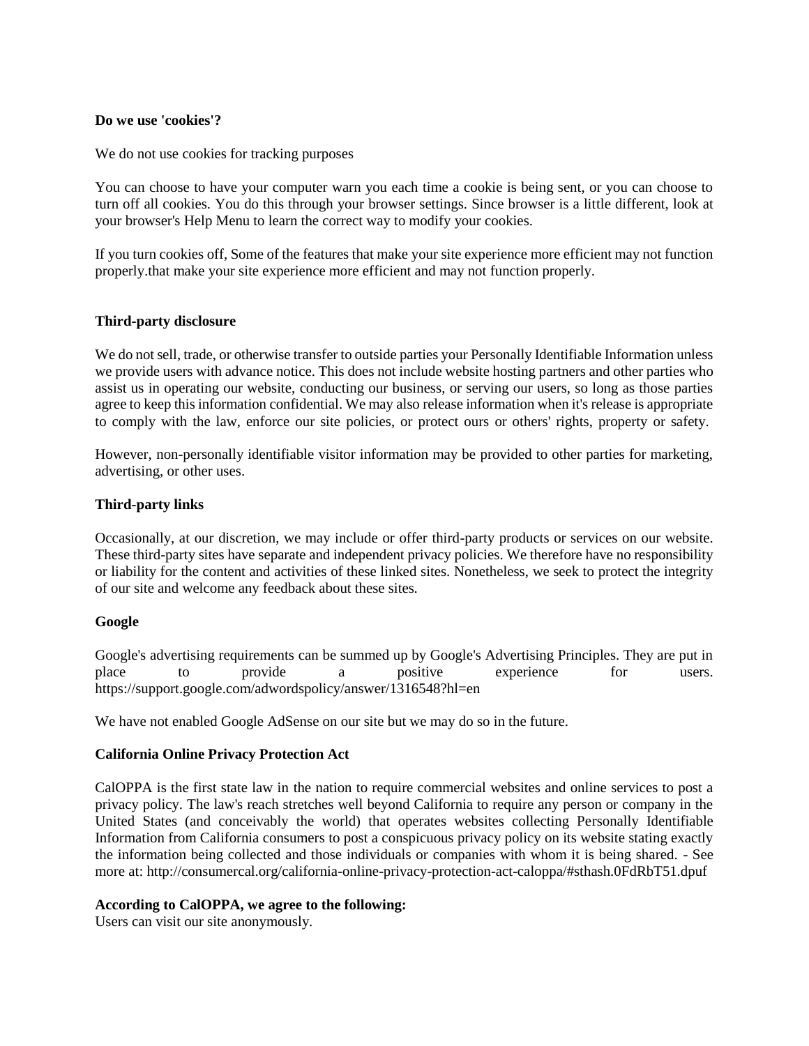**Do we use 'cookies'?**

We do not use cookies for tracking purposes

You can choose to have your computer warn you each time a cookie is being sent, or you can choose to turn off all cookies. You do this through your browser settings. Since browser is a little different, look at your browser's Help Menu to learn the correct way to modify your cookies.

If you turn cookies off, Some of the features that make your site experience more efficient may not function properly.that make your site experience more efficient and may not function properly.

**Third-party disclosure**

We do not sell, trade, or otherwise transfer to outside parties your Personally Identifiable Information unless we provide users with advance notice. This does not include website hosting partners and other parties who assist us in operating our website, conducting our business, or serving our users, so long as those parties agree to keep this information confidential. We may also release information when it's release is appropriate to comply with the law, enforce our site policies, or protect ours or others' rights, property or safety.

However, non-personally identifiable visitor information may be provided to other parties for marketing, advertising, or other uses.

**Third-party links**

Occasionally, at our discretion, we may include or offer third-party products or services on our website. These third-party sites have separate and independent privacy policies. We therefore have no responsibility or liability for the content and activities of these linked sites. Nonetheless, we seek to protect the integrity of our site and welcome any feedback about these sites.

**Google**

Google's advertising requirements can be summed up by Google's Advertising Principles. They are put in place to provide a positive experience for users. https://support.google.com/adwordspolicy/answer/1316548?hl=en

We have not enabled Google AdSense on our site but we may do so in the future.

**California Online Privacy Protection Act**

CalOPPA is the first state law in the nation to require commercial websites and online services to post a privacy policy. The law's reach stretches well beyond California to require any person or company in the United States (and conceivably the world) that operates websites collecting Personally Identifiable Information from California consumers to post a conspicuous privacy policy on its website stating exactly the information being collected and those individuals or companies with whom it is being shared. - See more at: http://consumercal.org/california-online-privacy-protection-act-caloppa/#sthash.0FdRbT51.dpuf

**According to CalOPPA, we agree to the following:**
Users can visit our site anonymously.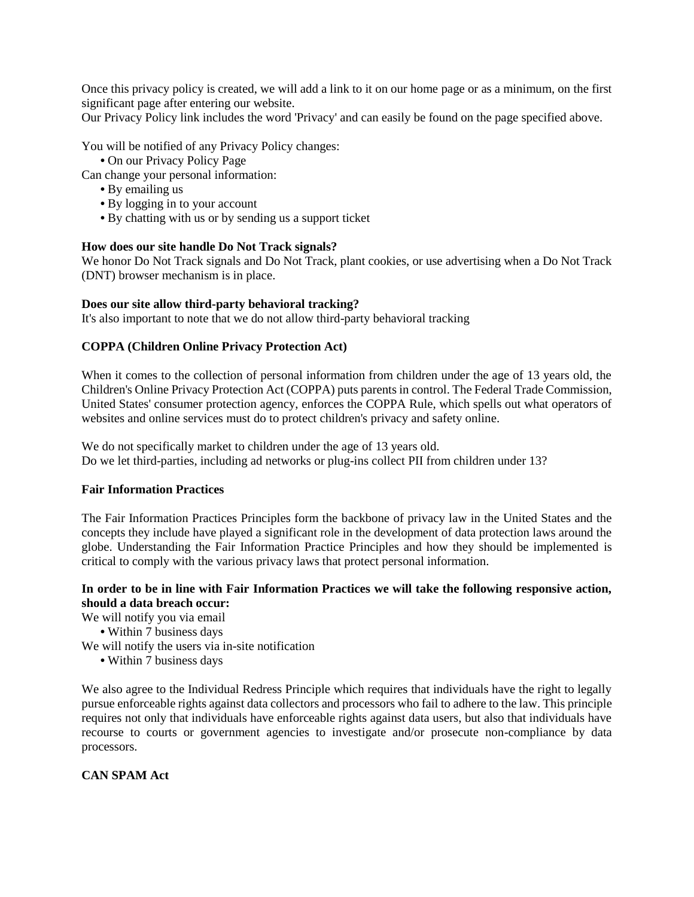Once this privacy policy is created, we will add a link to it on our home page or as a minimum, on the first significant page after entering our website.
Our Privacy Policy link includes the word 'Privacy' and can easily be found on the page specified above.

You will be notified of any Privacy Policy changes:

- On our Privacy Policy Page

Can change your personal information:

- By emailing us
- By logging in to your account
- By chatting with us or by sending us a support ticket

**How does our site handle Do Not Track signals?**
We honor Do Not Track signals and Do Not Track, plant cookies, or use advertising when a Do Not Track (DNT) browser mechanism is in place.

**Does our site allow third-party behavioral tracking?**
It's also important to note that we do not allow third-party behavioral tracking

**COPPA (Children Online Privacy Protection Act)**

When it comes to the collection of personal information from children under the age of 13 years old, the Children's Online Privacy Protection Act (COPPA) puts parents in control. The Federal Trade Commission, United States' consumer protection agency, enforces the COPPA Rule, which spells out what operators of websites and online services must do to protect children's privacy and safety online.

We do not specifically market to children under the age of 13 years old.
Do we let third-parties, including ad networks or plug-ins collect PII from children under 13?

**Fair Information Practices**

The Fair Information Practices Principles form the backbone of privacy law in the United States and the concepts they include have played a significant role in the development of data protection laws around the globe. Understanding the Fair Information Practice Principles and how they should be implemented is critical to comply with the various privacy laws that protect personal information.

**In order to be in line with Fair Information Practices we will take the following responsive action, should a data breach occur:**
We will notify you via email

- Within 7 business days

We will notify the users via in-site notification

- Within 7 business days

We also agree to the Individual Redress Principle which requires that individuals have the right to legally pursue enforceable rights against data collectors and processors who fail to adhere to the law. This principle requires not only that individuals have enforceable rights against data users, but also that individuals have recourse to courts or government agencies to investigate and/or prosecute non-compliance by data processors.

**CAN SPAM Act**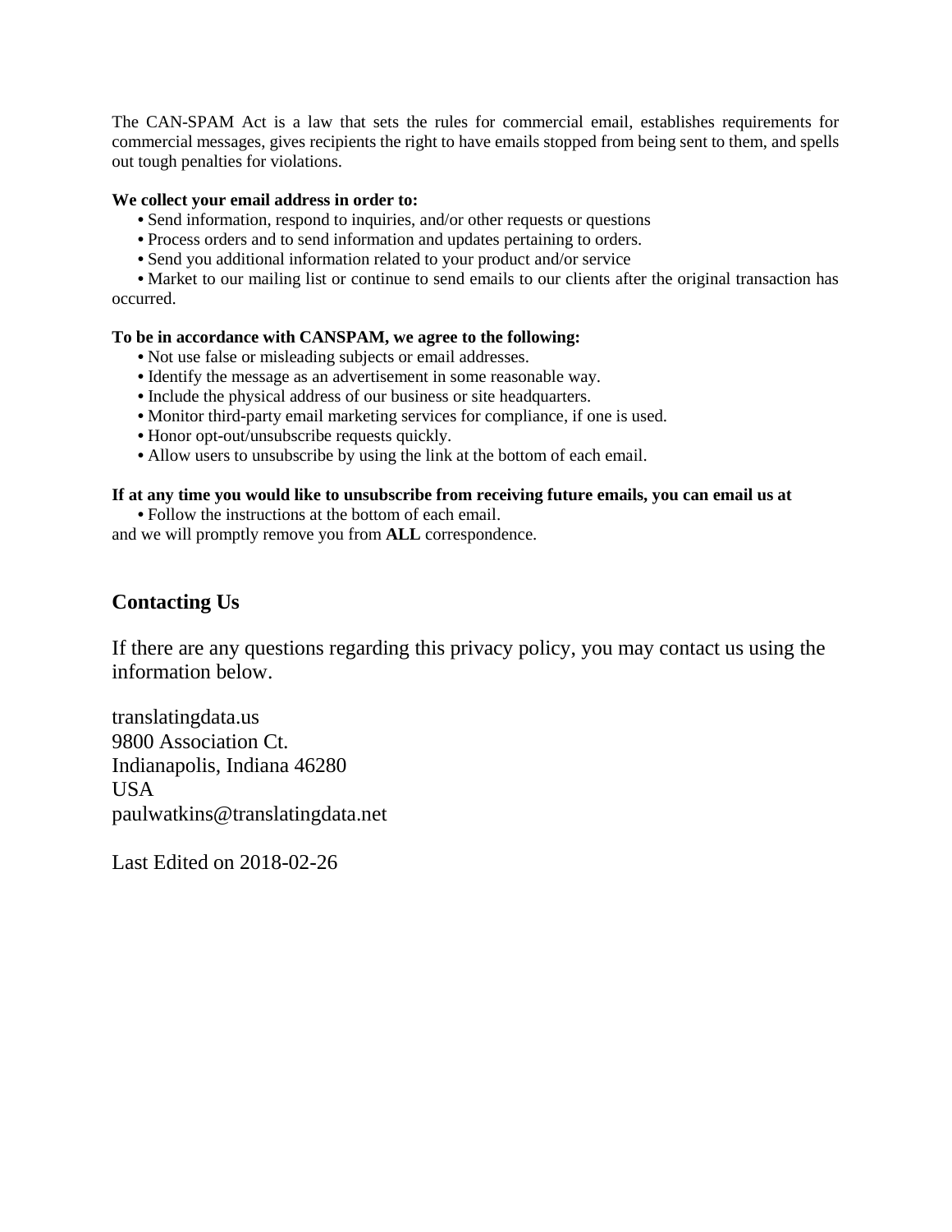The CAN-SPAM Act is a law that sets the rules for commercial email, establishes requirements for commercial messages, gives recipients the right to have emails stopped from being sent to them, and spells out tough penalties for violations.

**We collect your email address in order to:**

- Send information, respond to inquiries, and/or other requests or questions
- Process orders and to send information and updates pertaining to orders.
- Send you additional information related to your product and/or service
- Market to our mailing list or continue to send emails to our clients after the original transaction has occurred.

**To be in accordance with CANSPAM, we agree to the following:**

- Not use false or misleading subjects or email addresses.
- Identify the message as an advertisement in some reasonable way.
- Include the physical address of our business or site headquarters.
- Monitor third-party email marketing services for compliance, if one is used.
- Honor opt-out/unsubscribe requests quickly.
- Allow users to unsubscribe by using the link at the bottom of each email.

**If at any time you would like to unsubscribe from receiving future emails, you can email us at**

- Follow the instructions at the bottom of each email.

and we will promptly remove you from **ALL** correspondence.

## Contacting Us

If there are any questions regarding this privacy policy, you may contact us using the information below.

translatingdata.us
9800 Association Ct.
Indianapolis, Indiana 46280
USA
paulwatkins@translatingdata.net

Last Edited on 2018-02-26